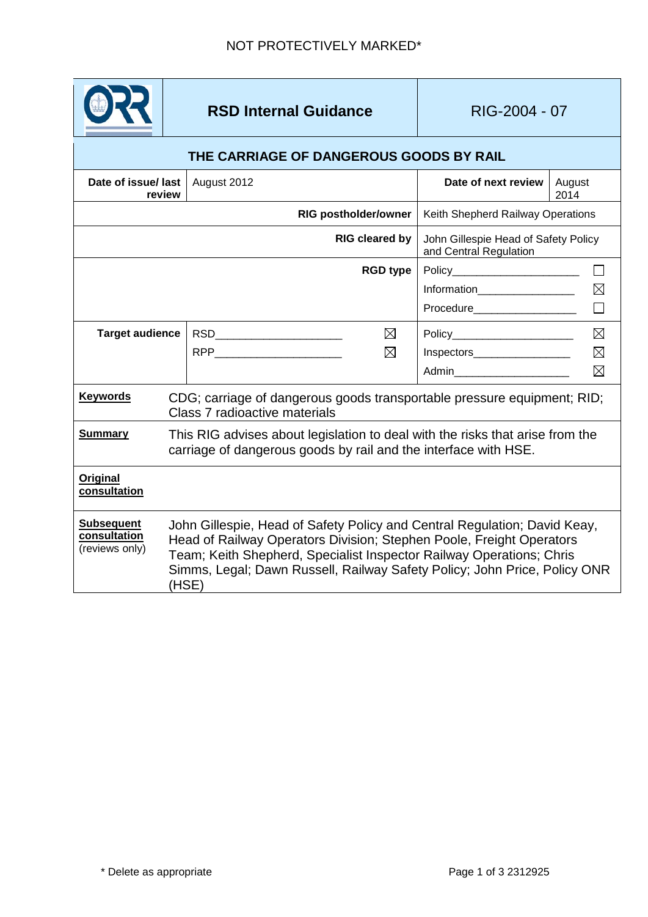NOT PROTECTIVELY MARKED*

| | **RSD Internal Guidance** | RIG-2004 - 07 | |
|---|---|---|---|
| **THE CARRIAGE OF DANGEROUS GOODS BY RAIL** | | | |
| **Date of issue/ last review** | August 2012 | **Date of next review** | August 2014 |
| **RIG postholder/owner** | | Keith Shepherd Railway Operations | |
| **RIG cleared by** | | John Gillespie Head of Safety Policy and Central Regulation | |
| **RGD type** | | Policy ☐ <br> Information ☒ <br> Procedure ☐ | |
| **Target audience** | RSD ☒ <br> RPP ☒ | Policy ☒ <br> Inspectors ☒ <br> Admin ☒ | |
| **Keywords** | CDG; carriage of dangerous goods transportable pressure equipment; RID; Class 7 radioactive materials | | |
| **Summary** | This RIG advises about legislation to deal with the risks that arise from the carriage of dangerous goods by rail and the interface with HSE. | | |
| **Original consultation** | | | |
| **Subsequent consultation** (reviews only) | John Gillespie, Head of Safety Policy and Central Regulation; David Keay, Head of Railway Operators Division; Stephen Poole, Freight Operators Team; Keith Shepherd, Specialist Inspector Railway Operations; Chris Simms, Legal; Dawn Russell, Railway Safety Policy; John Price, Policy ONR (HSE) | | |

\* Delete as appropriate

2312925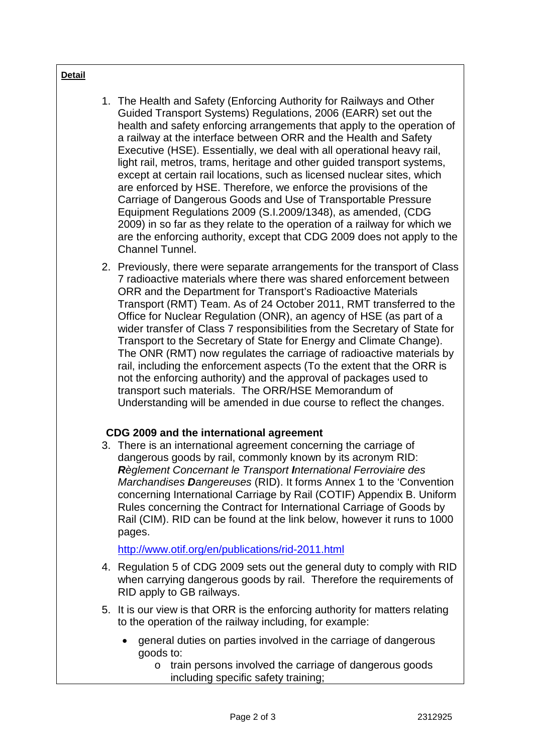**Detail**

1. The Health and Safety (Enforcing Authority for Railways and Other Guided Transport Systems) Regulations, 2006 (EARR) set out the health and safety enforcing arrangements that apply to the operation of a railway at the interface between ORR and the Health and Safety Executive (HSE). Essentially, we deal with all operational heavy rail, light rail, metros, trams, heritage and other guided transport systems, except at certain rail locations, such as licensed nuclear sites, which are enforced by HSE. Therefore, we enforce the provisions of the Carriage of Dangerous Goods and Use of Transportable Pressure Equipment Regulations 2009 (S.I.2009/1348), as amended, (CDG 2009) in so far as they relate to the operation of a railway for which we are the enforcing authority, except that CDG 2009 does not apply to the Channel Tunnel.

2. Previously, there were separate arrangements for the transport of Class 7 radioactive materials where there was shared enforcement between ORR and the Department for Transport's Radioactive Materials Transport (RMT) Team. As of 24 October 2011, RMT transferred to the Office for Nuclear Regulation (ONR), an agency of HSE (as part of a wider transfer of Class 7 responsibilities from the Secretary of State for Transport to the Secretary of State for Energy and Climate Change). The ONR (RMT) now regulates the carriage of radioactive materials by rail, including the enforcement aspects (To the extent that the ORR is not the enforcing authority) and the approval of packages used to transport such materials. The ORR/HSE Memorandum of Understanding will be amended in due course to reflect the changes.

**CDG 2009 and the international agreement**

3. There is an international agreement concerning the carriage of dangerous goods by rail, commonly known by its acronym RID: ***R****èglement Concernant le Transport* ***I****nternational Ferroviaire des Marchandises* ***D****angereuses* (RID). It forms Annex 1 to the 'Convention concerning International Carriage by Rail (COTIF) Appendix B. Uniform Rules concerning the Contract for International Carriage of Goods by Rail (CIM). RID can be found at the link below, however it runs to 1000 pages.

   http://www.otif.org/en/publications/rid-2011.html

4. Regulation 5 of CDG 2009 sets out the general duty to comply with RID when carrying dangerous goods by rail. Therefore the requirements of RID apply to GB railways.

5. It is our view is that ORR is the enforcing authority for matters relating to the operation of the railway including, for example:

   - general duties on parties involved in the carriage of dangerous goods to:
     - train persons involved the carriage of dangerous goods including specific safety training;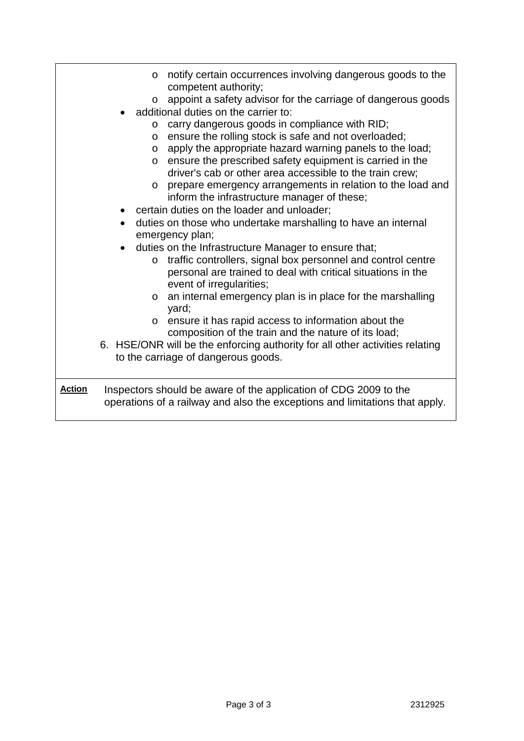- notify certain occurrences involving dangerous goods to the competent authority;
    - appoint a safety advisor for the carriage of dangerous goods
- additional duties on the carrier to:
    - carry dangerous goods in compliance with RID;
    - ensure the rolling stock is safe and not overloaded;
    - apply the appropriate hazard warning panels to the load;
    - ensure the prescribed safety equipment is carried in the driver's cab or other area accessible to the train crew;
    - prepare emergency arrangements in relation to the load and inform the infrastructure manager of these;
- certain duties on the loader and unloader;
- duties on those who undertake marshalling to have an internal emergency plan;
- duties on the Infrastructure Manager to ensure that;
    - traffic controllers, signal box personnel and control centre personal are trained to deal with critical situations in the event of irregularities;
    - an internal emergency plan is in place for the marshalling yard;
    - ensure it has rapid access to information about the composition of the train and the nature of its load;

6. HSE/ONR will be the enforcing authority for all other activities relating to the carriage of dangerous goods.

**Action** Inspectors should be aware of the application of CDG 2009 to the operations of a railway and also the exceptions and limitations that apply.